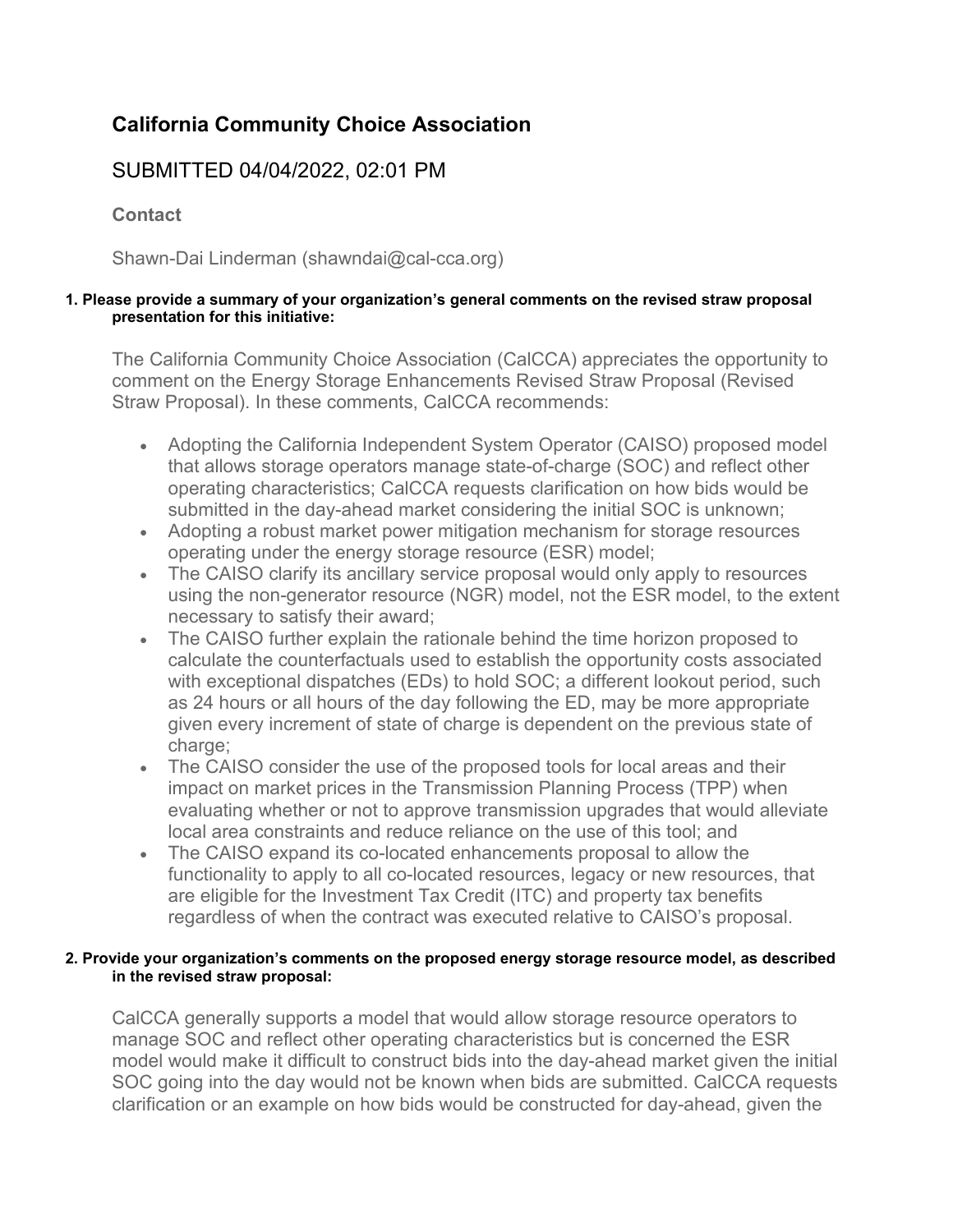# California Community Choice Association

## SUBMITTED 04/04/2022, 02:01 PM

**Contact**

Shawn-Dai Linderman (shawndai@cal-cca.org)

**1. Please provide a summary of your organization's general comments on the revised straw proposal presentation for this initiative:**

The California Community Choice Association (CalCCA) appreciates the opportunity to comment on the Energy Storage Enhancements Revised Straw Proposal (Revised Straw Proposal). In these comments, CalCCA recommends:

- Adopting the California Independent System Operator (CAISO) proposed model that allows storage operators manage state-of-charge (SOC) and reflect other operating characteristics; CalCCA requests clarification on how bids would be submitted in the day-ahead market considering the initial SOC is unknown;
- Adopting a robust market power mitigation mechanism for storage resources operating under the energy storage resource (ESR) model;
- The CAISO clarify its ancillary service proposal would only apply to resources using the non-generator resource (NGR) model, not the ESR model, to the extent necessary to satisfy their award;
- The CAISO further explain the rationale behind the time horizon proposed to calculate the counterfactuals used to establish the opportunity costs associated with exceptional dispatches (EDs) to hold SOC; a different lookout period, such as 24 hours or all hours of the day following the ED, may be more appropriate given every increment of state of charge is dependent on the previous state of charge;
- The CAISO consider the use of the proposed tools for local areas and their impact on market prices in the Transmission Planning Process (TPP) when evaluating whether or not to approve transmission upgrades that would alleviate local area constraints and reduce reliance on the use of this tool; and
- The CAISO expand its co-located enhancements proposal to allow the functionality to apply to all co-located resources, legacy or new resources, that are eligible for the Investment Tax Credit (ITC) and property tax benefits regardless of when the contract was executed relative to CAISO's proposal.

**2. Provide your organization's comments on the proposed energy storage resource model, as described in the revised straw proposal:**

CalCCA generally supports a model that would allow storage resource operators to manage SOC and reflect other operating characteristics but is concerned the ESR model would make it difficult to construct bids into the day-ahead market given the initial SOC going into the day would not be known when bids are submitted. CalCCA requests clarification or an example on how bids would be constructed for day-ahead, given the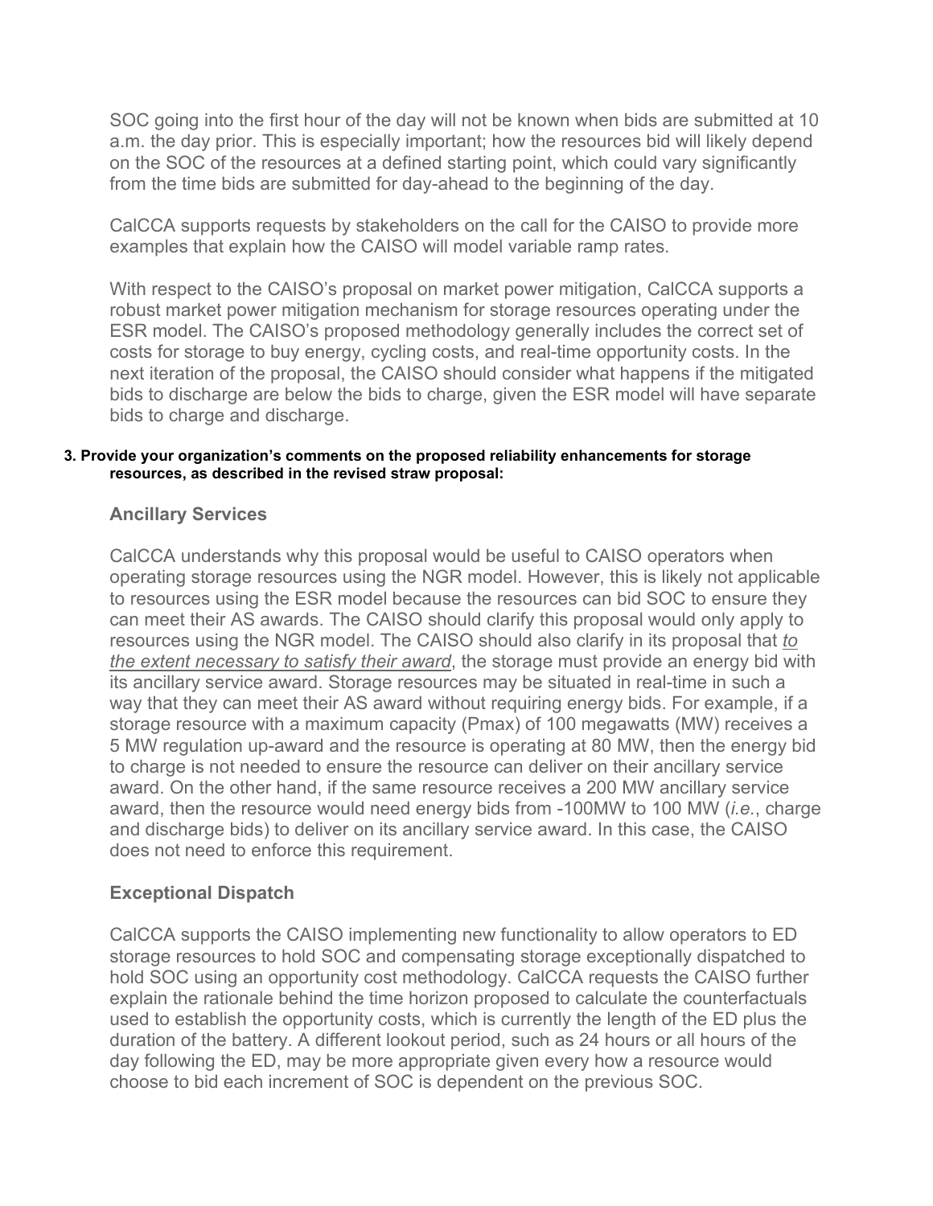SOC going into the first hour of the day will not be known when bids are submitted at 10 a.m. the day prior. This is especially important; how the resources bid will likely depend on the SOC of the resources at a defined starting point, which could vary significantly from the time bids are submitted for day-ahead to the beginning of the day.

CalCCA supports requests by stakeholders on the call for the CAISO to provide more examples that explain how the CAISO will model variable ramp rates.

With respect to the CAISO's proposal on market power mitigation, CalCCA supports a robust market power mitigation mechanism for storage resources operating under the ESR model. The CAISO's proposed methodology generally includes the correct set of costs for storage to buy energy, cycling costs, and real-time opportunity costs. In the next iteration of the proposal, the CAISO should consider what happens if the mitigated bids to discharge are below the bids to charge, given the ESR model will have separate bids to charge and discharge.

**3. Provide your organization's comments on the proposed reliability enhancements for storage resources, as described in the revised straw proposal:**

### Ancillary Services

CalCCA understands why this proposal would be useful to CAISO operators when operating storage resources using the NGR model. However, this is likely not applicable to resources using the ESR model because the resources can bid SOC to ensure they can meet their AS awards. The CAISO should clarify this proposal would only apply to resources using the NGR model. The CAISO should also clarify in its proposal that <u>*to the extent necessary to satisfy their award*</u>, the storage must provide an energy bid with its ancillary service award. Storage resources may be situated in real-time in such a way that they can meet their AS award without requiring energy bids. For example, if a storage resource with a maximum capacity (Pmax) of 100 megawatts (MW) receives a 5 MW regulation up-award and the resource is operating at 80 MW, then the energy bid to charge is not needed to ensure the resource can deliver on their ancillary service award. On the other hand, if the same resource receives a 200 MW ancillary service award, then the resource would need energy bids from -100MW to 100 MW (*i.e.*, charge and discharge bids) to deliver on its ancillary service award. In this case, the CAISO does not need to enforce this requirement.

### Exceptional Dispatch

CalCCA supports the CAISO implementing new functionality to allow operators to ED storage resources to hold SOC and compensating storage exceptionally dispatched to hold SOC using an opportunity cost methodology. CalCCA requests the CAISO further explain the rationale behind the time horizon proposed to calculate the counterfactuals used to establish the opportunity costs, which is currently the length of the ED plus the duration of the battery. A different lookout period, such as 24 hours or all hours of the day following the ED, may be more appropriate given every how a resource would choose to bid each increment of SOC is dependent on the previous SOC.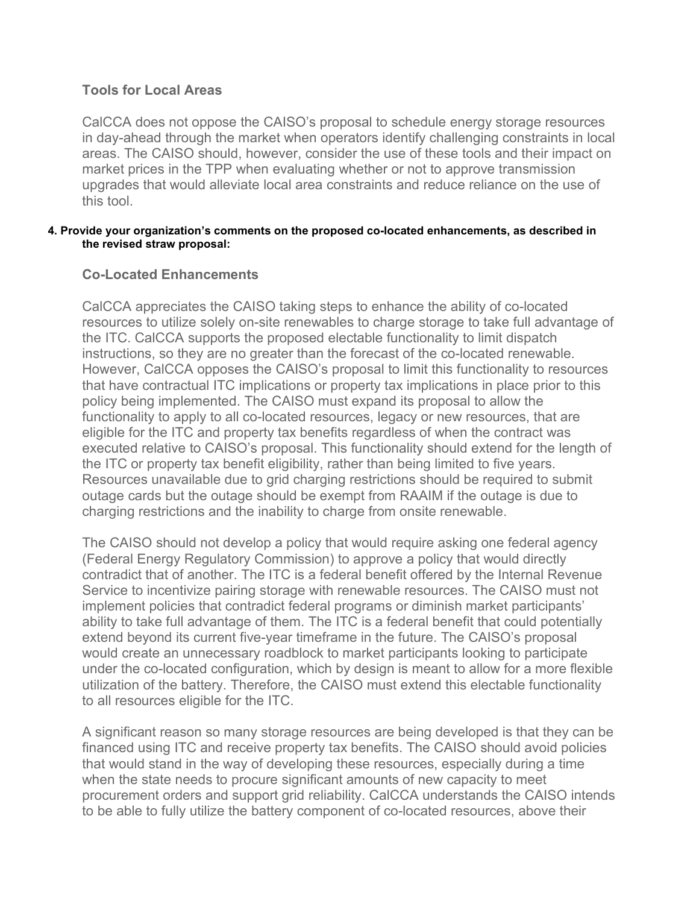### Tools for Local Areas

CalCCA does not oppose the CAISO's proposal to schedule energy storage resources in day-ahead through the market when operators identify challenging constraints in local areas. The CAISO should, however, consider the use of these tools and their impact on market prices in the TPP when evaluating whether or not to approve transmission upgrades that would alleviate local area constraints and reduce reliance on the use of this tool.

**4. Provide your organization's comments on the proposed co-located enhancements, as described in the revised straw proposal:**

### Co-Located Enhancements

CalCCA appreciates the CAISO taking steps to enhance the ability of co-located resources to utilize solely on-site renewables to charge storage to take full advantage of the ITC. CalCCA supports the proposed electable functionality to limit dispatch instructions, so they are no greater than the forecast of the co-located renewable. However, CalCCA opposes the CAISO's proposal to limit this functionality to resources that have contractual ITC implications or property tax implications in place prior to this policy being implemented. The CAISO must expand its proposal to allow the functionality to apply to all co-located resources, legacy or new resources, that are eligible for the ITC and property tax benefits regardless of when the contract was executed relative to CAISO's proposal. This functionality should extend for the length of the ITC or property tax benefit eligibility, rather than being limited to five years. Resources unavailable due to grid charging restrictions should be required to submit outage cards but the outage should be exempt from RAAIM if the outage is due to charging restrictions and the inability to charge from onsite renewable.

The CAISO should not develop a policy that would require asking one federal agency (Federal Energy Regulatory Commission) to approve a policy that would directly contradict that of another. The ITC is a federal benefit offered by the Internal Revenue Service to incentivize pairing storage with renewable resources. The CAISO must not implement policies that contradict federal programs or diminish market participants' ability to take full advantage of them. The ITC is a federal benefit that could potentially extend beyond its current five-year timeframe in the future. The CAISO's proposal would create an unnecessary roadblock to market participants looking to participate under the co-located configuration, which by design is meant to allow for a more flexible utilization of the battery. Therefore, the CAISO must extend this electable functionality to all resources eligible for the ITC.

A significant reason so many storage resources are being developed is that they can be financed using ITC and receive property tax benefits. The CAISO should avoid policies that would stand in the way of developing these resources, especially during a time when the state needs to procure significant amounts of new capacity to meet procurement orders and support grid reliability. CalCCA understands the CAISO intends to be able to fully utilize the battery component of co-located resources, above their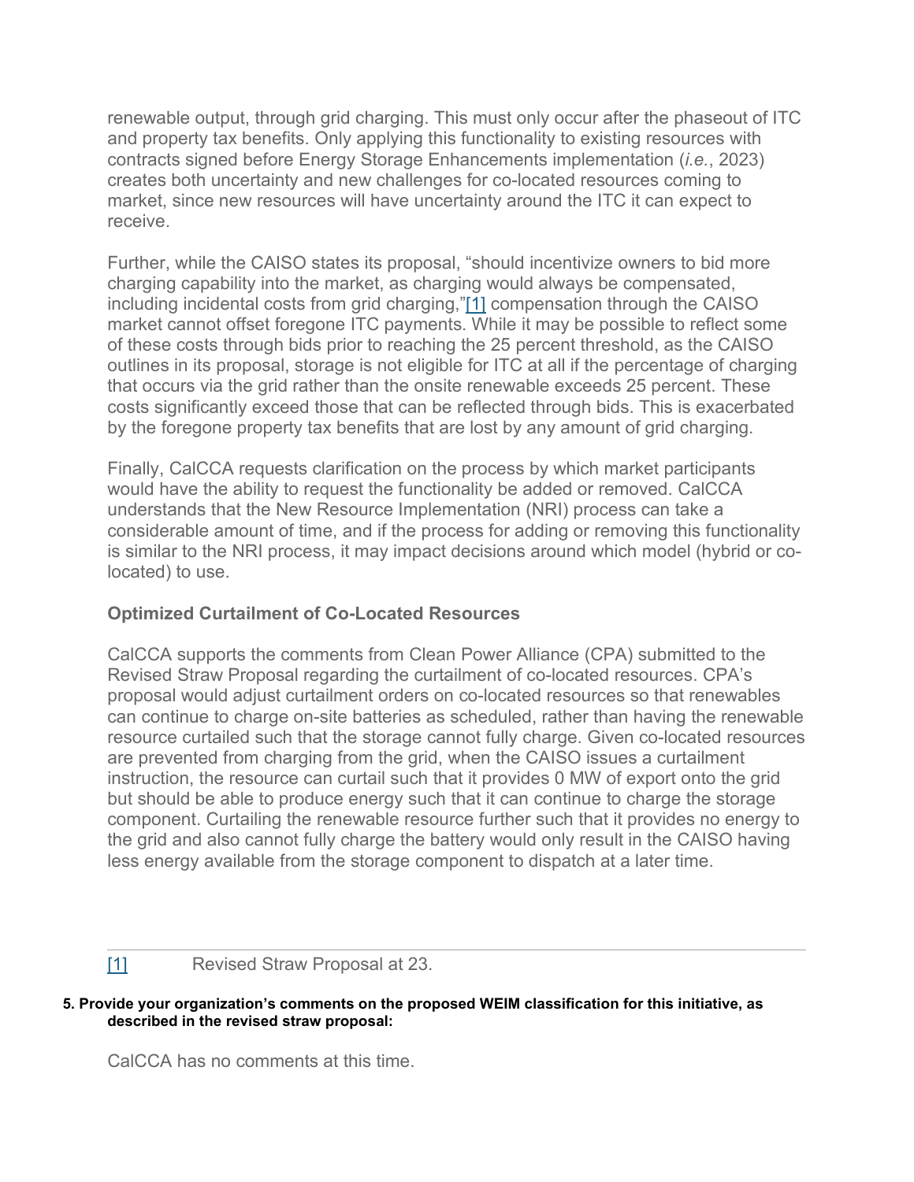renewable output, through grid charging. This must only occur after the phaseout of ITC and property tax benefits. Only applying this functionality to existing resources with contracts signed before Energy Storage Enhancements implementation (*i.e.*, 2023) creates both uncertainty and new challenges for co-located resources coming to market, since new resources will have uncertainty around the ITC it can expect to receive.

Further, while the CAISO states its proposal, "should incentivize owners to bid more charging capability into the market, as charging would always be compensated, including incidental costs from grid charging,"[1] compensation through the CAISO market cannot offset foregone ITC payments. While it may be possible to reflect some of these costs through bids prior to reaching the 25 percent threshold, as the CAISO outlines in its proposal, storage is not eligible for ITC at all if the percentage of charging that occurs via the grid rather than the onsite renewable exceeds 25 percent. These costs significantly exceed those that can be reflected through bids. This is exacerbated by the foregone property tax benefits that are lost by any amount of grid charging.

Finally, CalCCA requests clarification on the process by which market participants would have the ability to request the functionality be added or removed. CalCCA understands that the New Resource Implementation (NRI) process can take a considerable amount of time, and if the process for adding or removing this functionality is similar to the NRI process, it may impact decisions around which model (hybrid or co-located) to use.

**Optimized Curtailment of Co-Located Resources**

CalCCA supports the comments from Clean Power Alliance (CPA) submitted to the Revised Straw Proposal regarding the curtailment of co-located resources. CPA's proposal would adjust curtailment orders on co-located resources so that renewables can continue to charge on-site batteries as scheduled, rather than having the renewable resource curtailed such that the storage cannot fully charge. Given co-located resources are prevented from charging from the grid, when the CAISO issues a curtailment instruction, the resource can curtail such that it provides 0 MW of export onto the grid but should be able to produce energy such that it can continue to charge the storage component. Curtailing the renewable resource further such that it provides no energy to the grid and also cannot fully charge the battery would only result in the CAISO having less energy available from the storage component to dispatch at a later time.

---

[1] Revised Straw Proposal at 23.

**5. Provide your organization's comments on the proposed WEIM classification for this initiative, as described in the revised straw proposal:**

CalCCA has no comments at this time.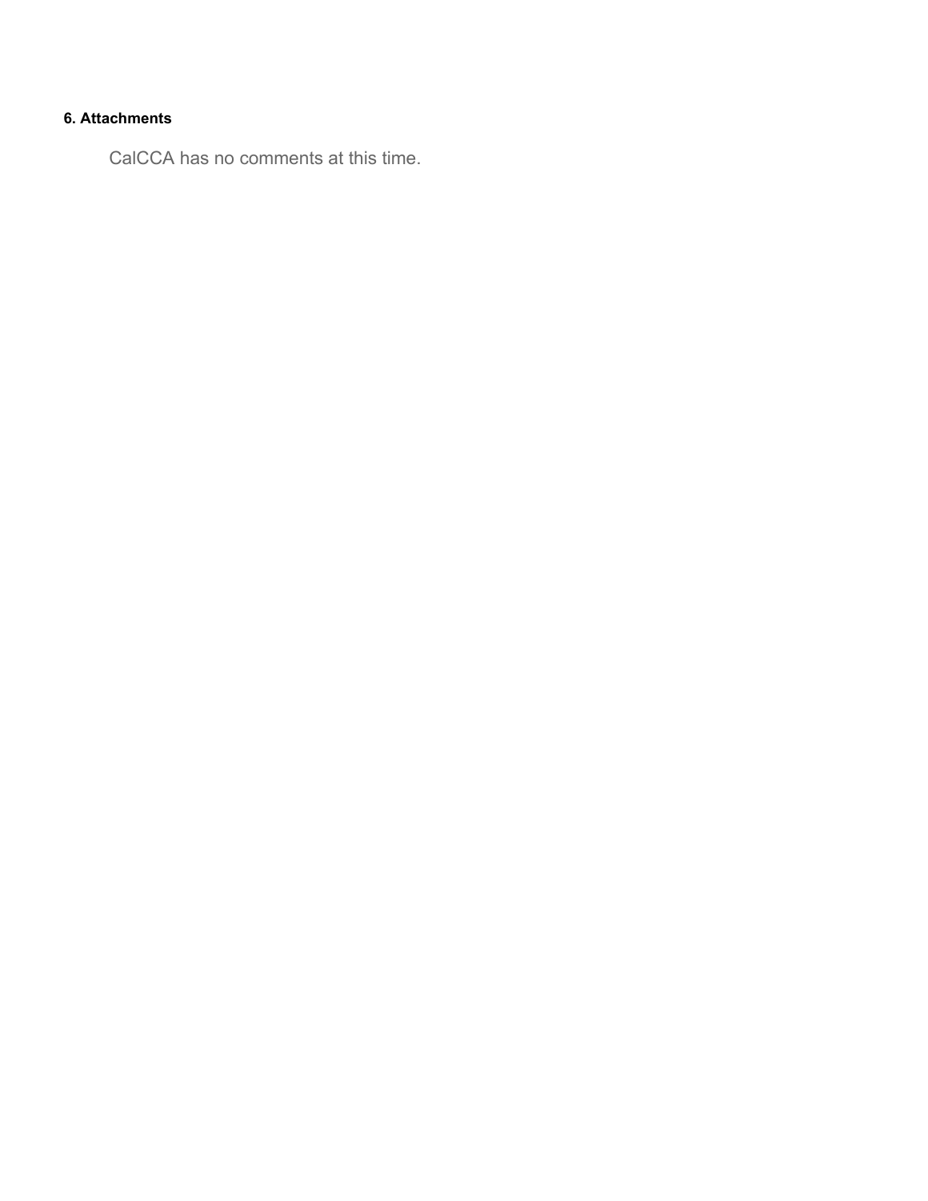**6. Attachments**

CalCCA has no comments at this time.